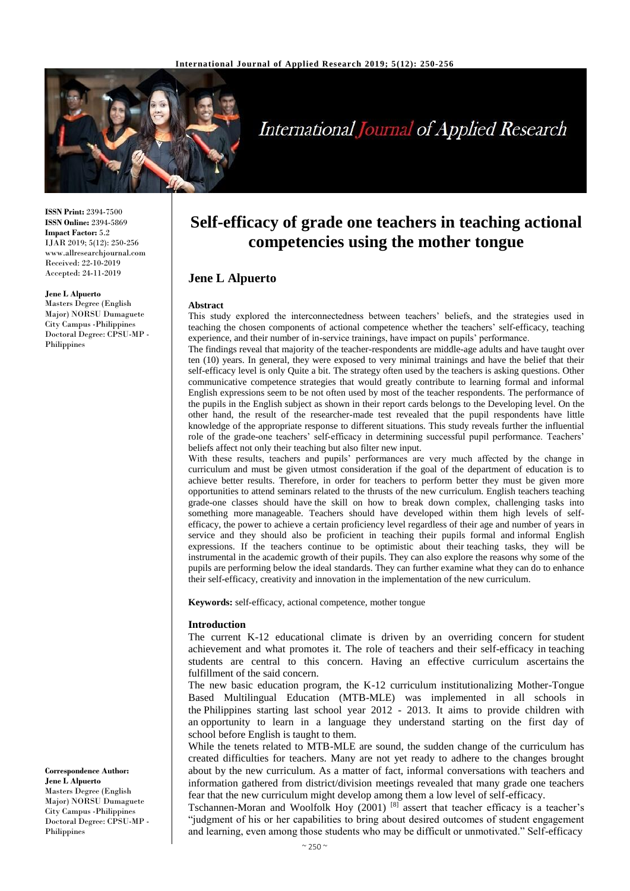**ISSN Print:** 2394-7500
**ISSN Online:** 2394-5869
**Impact Factor:** 5.2
IJAR 2019; 5(12): 250-256
www.allresearchjournal.com
Received: 22-10-2019
Accepted: 24-11-2019

**Jene L Alpuerto**
Masters Degree (English Major) NORSU Dumaguete City Campus -Philippines
Doctoral Degree: CPSU-MP - Philippines

**Correspondence Author:**
**Jene L Alpuerto**
Masters Degree (English Major) NORSU Dumaguete City Campus -Philippines
Doctoral Degree: CPSU-MP - Philippines

# Self-efficacy of grade one teachers in teaching actional competencies using the mother tongue

## Jene L Alpuerto

### Abstract

This study explored the interconnectedness between teachers' beliefs, and the strategies used in teaching the chosen components of actional competence whether the teachers' self-efficacy, teaching experience, and their number of in-service trainings, have impact on pupils' performance.

The findings reveal that majority of the teacher-respondents are middle-age adults and have taught over ten (10) years. In general, they were exposed to very minimal trainings and have the belief that their self-efficacy level is only Quite a bit. The strategy often used by the teachers is asking questions. Other communicative competence strategies that would greatly contribute to learning formal and informal English expressions seem to be not often used by most of the teacher respondents. The performance of the pupils in the English subject as shown in their report cards belongs to the Developing level. On the other hand, the result of the researcher-made test revealed that the pupil respondents have little knowledge of the appropriate response to different situations. This study reveals further the influential role of the grade-one teachers' self-efficacy in determining successful pupil performance. Teachers' beliefs affect not only their teaching but also filter new input.

With these results, teachers and pupils' performances are very much affected by the change in curriculum and must be given utmost consideration if the goal of the department of education is to achieve better results. Therefore, in order for teachers to perform better they must be given more opportunities to attend seminars related to the thrusts of the new curriculum. English teachers teaching grade-one classes should have the skill on how to break down complex, challenging tasks into something more manageable. Teachers should have developed within them high levels of self-efficacy, the power to achieve a certain proficiency level regardless of their age and number of years in service and they should also be proficient in teaching their pupils formal and informal English expressions. If the teachers continue to be optimistic about their teaching tasks, they will be instrumental in the academic growth of their pupils. They can also explore the reasons why some of the pupils are performing below the ideal standards. They can further examine what they can do to enhance their self-efficacy, creativity and innovation in the implementation of the new curriculum.

**Keywords:** self-efficacy, actional competence, mother tongue

### Introduction

The current K-12 educational climate is driven by an overriding concern for student achievement and what promotes it. The role of teachers and their self-efficacy in teaching students are central to this concern. Having an effective curriculum ascertains the fulfillment of the said concern.

The new basic education program, the K-12 curriculum institutionalizing Mother-Tongue Based Multilingual Education (MTB-MLE) was implemented in all schools in the Philippines starting last school year 2012 - 2013. It aims to provide children with an opportunity to learn in a language they understand starting on the first day of school before English is taught to them.

While the tenets related to MTB-MLE are sound, the sudden change of the curriculum has created difficulties for teachers. Many are not yet ready to adhere to the changes brought about by the new curriculum. As a matter of fact, informal conversations with teachers and information gathered from district/division meetings revealed that many grade one teachers fear that the new curriculum might develop among them a low level of self-efficacy.

Tschannen-Moran and Woolfolk Hoy (2001) [8] assert that teacher efficacy is a teacher's "judgment of his or her capabilities to bring about desired outcomes of student engagement and learning, even among those students who may be difficult or unmotivated." Self-efficacy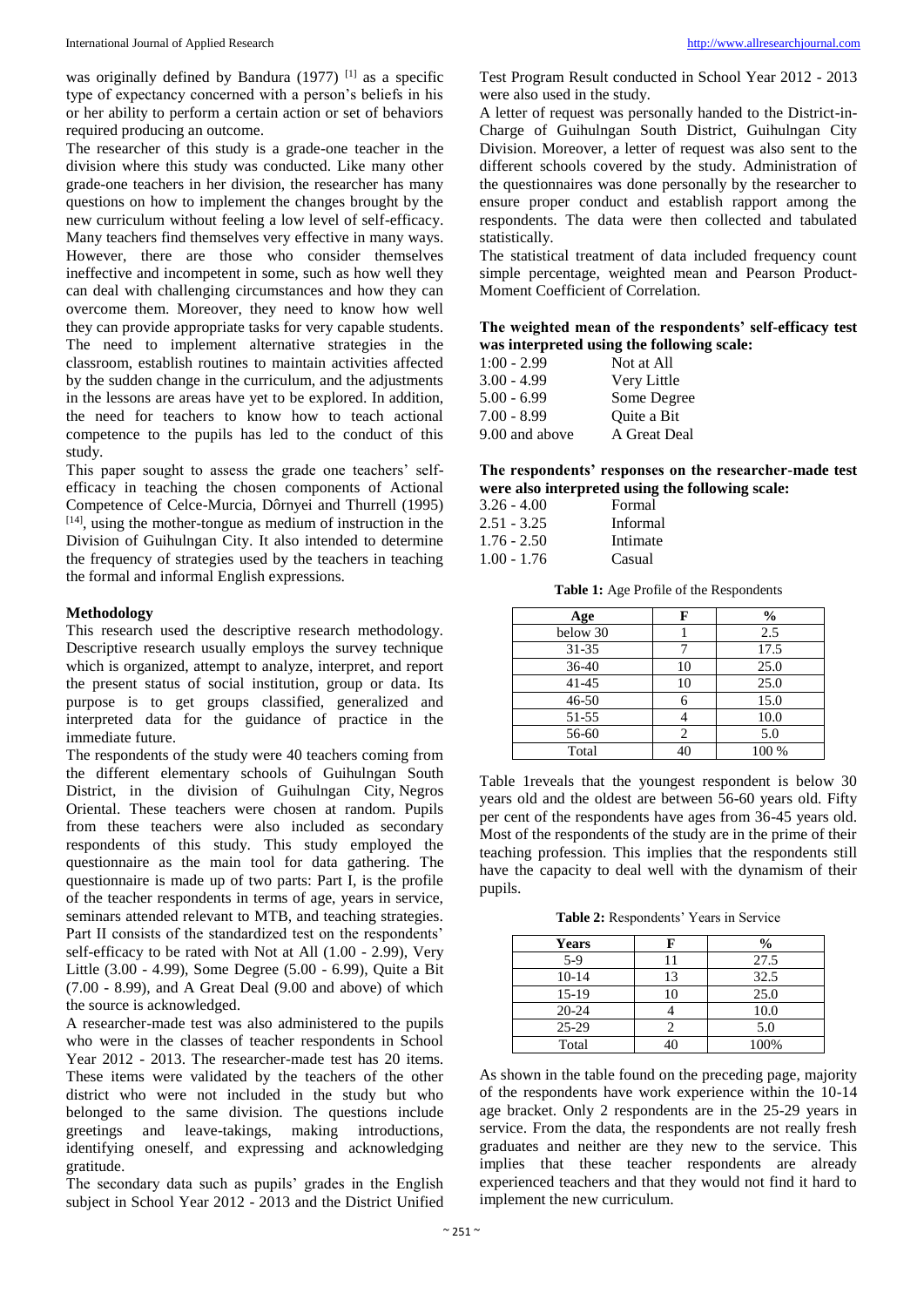was originally defined by Bandura (1977) [1] as a specific type of expectancy concerned with a person's beliefs in his or her ability to perform a certain action or set of behaviors required producing an outcome.

The researcher of this study is a grade-one teacher in the division where this study was conducted. Like many other grade-one teachers in her division, the researcher has many questions on how to implement the changes brought by the new curriculum without feeling a low level of self-efficacy. Many teachers find themselves very effective in many ways. However, there are those who consider themselves ineffective and incompetent in some, such as how well they can deal with challenging circumstances and how they can overcome them. Moreover, they need to know how well they can provide appropriate tasks for very capable students. The need to implement alternative strategies in the classroom, establish routines to maintain activities affected by the sudden change in the curriculum, and the adjustments in the lessons are areas have yet to be explored. In addition, the need for teachers to know how to teach actional competence to the pupils has led to the conduct of this study.

This paper sought to assess the grade one teachers' self-efficacy in teaching the chosen components of Actional Competence of Celce-Murcia, Dôrnyei and Thurrell (1995) [14], using the mother-tongue as medium of instruction in the Division of Guihulngan City. It also intended to determine the frequency of strategies used by the teachers in teaching the formal and informal English expressions.

## Methodology

This research used the descriptive research methodology. Descriptive research usually employs the survey technique which is organized, attempt to analyze, interpret, and report the present status of social institution, group or data. Its purpose is to get groups classified, generalized and interpreted data for the guidance of practice in the immediate future.

The respondents of the study were 40 teachers coming from the different elementary schools of Guihulngan South District, in the division of Guihulngan City, Negros Oriental. These teachers were chosen at random. Pupils from these teachers were also included as secondary respondents of this study. This study employed the questionnaire as the main tool for data gathering. The questionnaire is made up of two parts: Part I, is the profile of the teacher respondents in terms of age, years in service, seminars attended relevant to MTB, and teaching strategies. Part II consists of the standardized test on the respondents' self-efficacy to be rated with Not at All (1.00 - 2.99), Very Little (3.00 - 4.99), Some Degree (5.00 - 6.99), Quite a Bit (7.00 - 8.99), and A Great Deal (9.00 and above) of which the source is acknowledged.

A researcher-made test was also administered to the pupils who were in the classes of teacher respondents in School Year 2012 - 2013. The researcher-made test has 20 items. These items were validated by the teachers of the other district who were not included in the study but who belonged to the same division. The questions include greetings and leave-takings, making introductions, identifying oneself, and expressing and acknowledging gratitude.

The secondary data such as pupils' grades in the English subject in School Year 2012 - 2013 and the District Unified Test Program Result conducted in School Year 2012 - 2013 were also used in the study.

A letter of request was personally handed to the District-in-Charge of Guihulngan South District, Guihulngan City Division. Moreover, a letter of request was also sent to the different schools covered by the study. Administration of the questionnaires was done personally by the researcher to ensure proper conduct and establish rapport among the respondents. The data were then collected and tabulated statistically.

The statistical treatment of data included frequency count simple percentage, weighted mean and Pearson Product-Moment Coefficient of Correlation.

**The weighted mean of the respondents' self-efficacy test was interpreted using the following scale:**

| | |
|---|---|
| 1:00 - 2.99 | Not at All |
| 3.00 - 4.99 | Very Little |
| 5.00 - 6.99 | Some Degree |
| 7.00 - 8.99 | Quite a Bit |
| 9.00 and above | A Great Deal |

**The respondents' responses on the researcher-made test were also interpreted using the following scale:**

| | |
|---|---|
| 3.26 - 4.00 | Formal |
| 2.51 - 3.25 | Informal |
| 1.76 - 2.50 | Intimate |
| 1.00 - 1.76 | Casual |

**Table 1:** Age Profile of the Respondents

| Age | F | % |
|---|---|---|
| below 30 | 1 | 2.5 |
| 31-35 | 7 | 17.5 |
| 36-40 | 10 | 25.0 |
| 41-45 | 10 | 25.0 |
| 46-50 | 6 | 15.0 |
| 51-55 | 4 | 10.0 |
| 56-60 | 2 | 5.0 |
| Total | 40 | 100 % |

Table 1reveals that the youngest respondent is below 30 years old and the oldest are between 56-60 years old. Fifty per cent of the respondents have ages from 36-45 years old. Most of the respondents of the study are in the prime of their teaching profession. This implies that the respondents still have the capacity to deal well with the dynamism of their pupils.

**Table 2:** Respondents' Years in Service

| Years | F | % |
|---|---|---|
| 5-9 | 11 | 27.5 |
| 10-14 | 13 | 32.5 |
| 15-19 | 10 | 25.0 |
| 20-24 | 4 | 10.0 |
| 25-29 | 2 | 5.0 |
| Total | 40 | 100% |

As shown in the table found on the preceding page, majority of the respondents have work experience within the 10-14 age bracket. Only 2 respondents are in the 25-29 years in service. From the data, the respondents are not really fresh graduates and neither are they new to the service. This implies that these teacher respondents are already experienced teachers and that they would not find it hard to implement the new curriculum.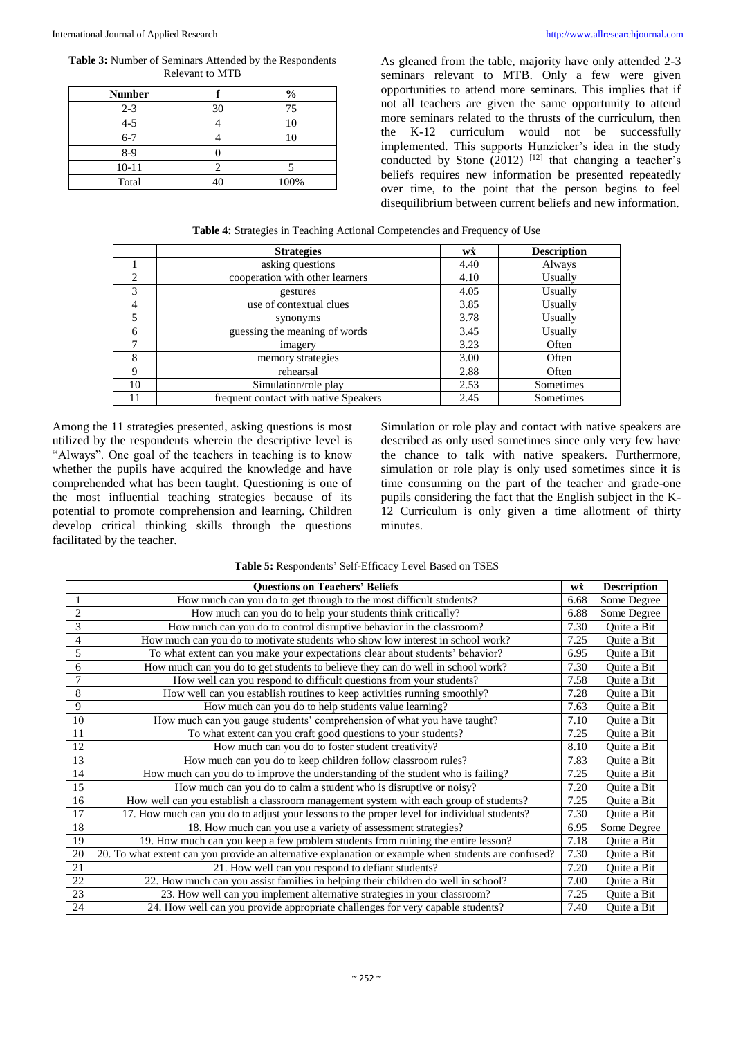**Table 3:** Number of Seminars Attended by the Respondents Relevant to MTB

| Number | f | % |
|---|---|---|
| 2-3 | 30 | 75 |
| 4-5 | 4 | 10 |
| 6-7 | 4 | 10 |
| 8-9 | 0 | |
| 10-11 | 2 | 5 |
| Total | 40 | 100% |

As gleaned from the table, majority have only attended 2-3 seminars relevant to MTB. Only a few were given opportunities to attend more seminars. This implies that if not all teachers are given the same opportunity to attend more seminars related to the thrusts of the curriculum, then the K-12 curriculum would not be successfully implemented. This supports Hunzicker's idea in the study conducted by Stone (2012) [12] that changing a teacher's beliefs requires new information be presented repeatedly over time, to the point that the person begins to feel disequilibrium between current beliefs and new information.

**Table 4:** Strategies in Teaching Actional Competencies and Frequency of Use

| | Strategies | wx̄ | Description |
|---|---|---|---|
| 1 | asking questions | 4.40 | Always |
| 2 | cooperation with other learners | 4.10 | Usually |
| 3 | gestures | 4.05 | Usually |
| 4 | use of contextual clues | 3.85 | Usually |
| 5 | synonyms | 3.78 | Usually |
| 6 | guessing the meaning of words | 3.45 | Usually |
| 7 | imagery | 3.23 | Often |
| 8 | memory strategies | 3.00 | Often |
| 9 | rehearsal | 2.88 | Often |
| 10 | Simulation/role play | 2.53 | Sometimes |
| 11 | frequent contact with native Speakers | 2.45 | Sometimes |

Among the 11 strategies presented, asking questions is most utilized by the respondents wherein the descriptive level is "Always". One goal of the teachers in teaching is to know whether the pupils have acquired the knowledge and have comprehended what has been taught. Questioning is one of the most influential teaching strategies because of its potential to promote comprehension and learning. Children develop critical thinking skills through the questions facilitated by the teacher.

Simulation or role play and contact with native speakers are described as only used sometimes since only very few have the chance to talk with native speakers. Furthermore, simulation or role play is only used sometimes since it is time consuming on the part of the teacher and grade-one pupils considering the fact that the English subject in the K-12 Curriculum is only given a time allotment of thirty minutes.

**Table 5:** Respondents' Self-Efficacy Level Based on TSES

| | Questions on Teachers' Beliefs | wx̄ | Description |
|---|---|---|---|
| 1 | How much can you do to get through to the most difficult students? | 6.68 | Some Degree |
| 2 | How much can you do to help your students think critically? | 6.88 | Some Degree |
| 3 | How much can you do to control disruptive behavior in the classroom? | 7.30 | Quite a Bit |
| 4 | How much can you do to motivate students who show low interest in school work? | 7.25 | Quite a Bit |
| 5 | To what extent can you make your expectations clear about students' behavior? | 6.95 | Quite a Bit |
| 6 | How much can you do to get students to believe they can do well in school work? | 7.30 | Quite a Bit |
| 7 | How well can you respond to difficult questions from your students? | 7.58 | Quite a Bit |
| 8 | How well can you establish routines to keep activities running smoothly? | 7.28 | Quite a Bit |
| 9 | How much can you do to help students value learning? | 7.63 | Quite a Bit |
| 10 | How much can you gauge students' comprehension of what you have taught? | 7.10 | Quite a Bit |
| 11 | To what extent can you craft good questions to your students? | 7.25 | Quite a Bit |
| 12 | How much can you do to foster student creativity? | 8.10 | Quite a Bit |
| 13 | How much can you do to keep children follow classroom rules? | 7.83 | Quite a Bit |
| 14 | How much can you do to improve the understanding of the student who is failing? | 7.25 | Quite a Bit |
| 15 | How much can you do to calm a student who is disruptive or noisy? | 7.20 | Quite a Bit |
| 16 | How well can you establish a classroom management system with each group of students? | 7.25 | Quite a Bit |
| 17 | 17. How much can you do to adjust your lessons to the proper level for individual students? | 7.30 | Quite a Bit |
| 18 | 18. How much can you use a variety of assessment strategies? | 6.95 | Some Degree |
| 19 | 19. How much can you keep a few problem students from ruining the entire lesson? | 7.18 | Quite a Bit |
| 20 | 20. To what extent can you provide an alternative explanation or example when students are confused? | 7.30 | Quite a Bit |
| 21 | 21. How well can you respond to defiant students? | 7.20 | Quite a Bit |
| 22 | 22. How much can you assist families in helping their children do well in school? | 7.00 | Quite a Bit |
| 23 | 23. How well can you implement alternative strategies in your classroom? | 7.25 | Quite a Bit |
| 24 | 24. How well can you provide appropriate challenges for very capable students? | 7.40 | Quite a Bit |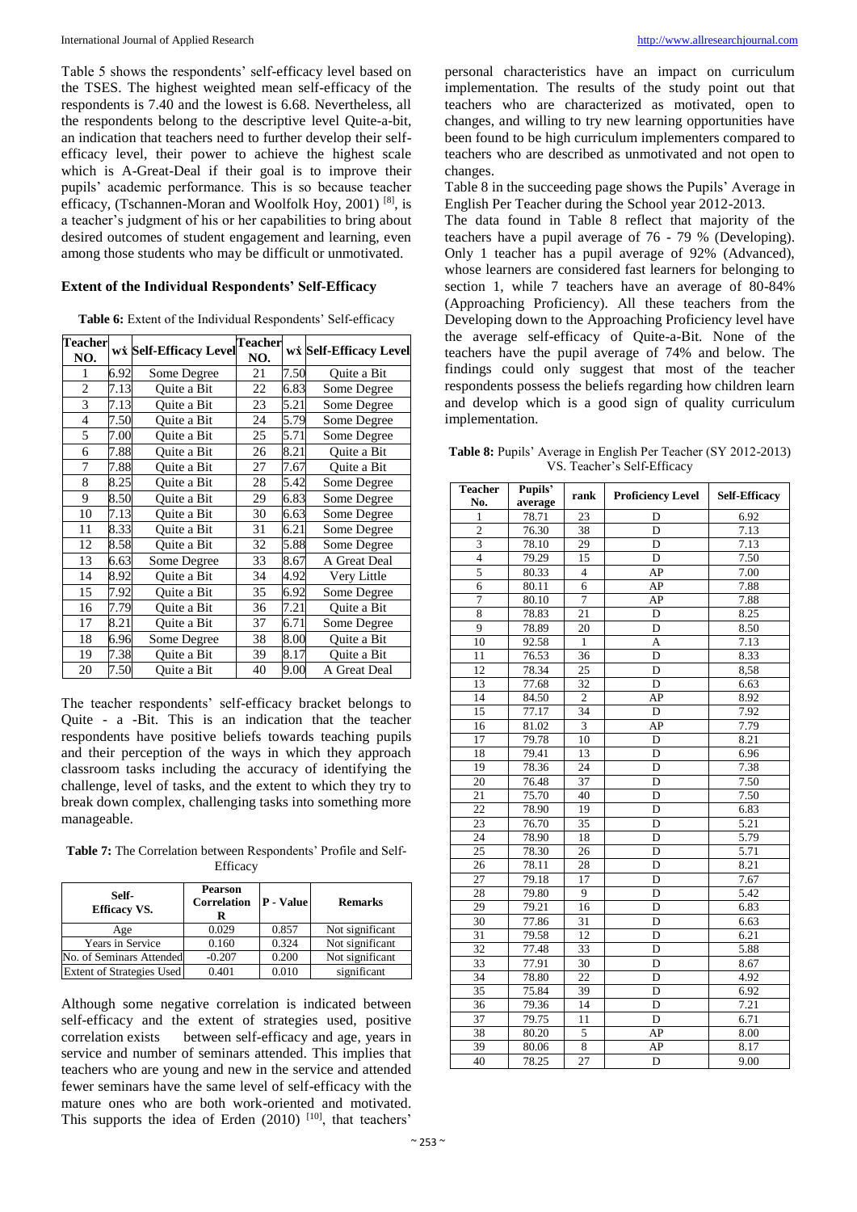Table 5 shows the respondents' self-efficacy level based on the TSES. The highest weighted mean self-efficacy of the respondents is 7.40 and the lowest is 6.68. Nevertheless, all the respondents belong to the descriptive level Quite-a-bit, an indication that teachers need to further develop their self-efficacy level, their power to achieve the highest scale which is A-Great-Deal if their goal is to improve their pupils' academic performance. This is so because teacher efficacy, (Tschannen-Moran and Woolfolk Hoy, 2001) [8], is a teacher's judgment of his or her capabilities to bring about desired outcomes of student engagement and learning, even among those students who may be difficult or unmotivated.

### Extent of the Individual Respondents' Self-Efficacy

**Table 6:** Extent of the Individual Respondents' Self-efficacy

| Teacher NO. | wẋ | Self-Efficacy Level | Teacher NO. | wẋ | Self-Efficacy Level |
|---|---|---|---|---|---|
| 1 | 6.92 | Some Degree | 21 | 7.50 | Quite a Bit |
| 2 | 7.13 | Quite a Bit | 22 | 6.83 | Some Degree |
| 3 | 7.13 | Quite a Bit | 23 | 5.21 | Some Degree |
| 4 | 7.50 | Quite a Bit | 24 | 5.79 | Some Degree |
| 5 | 7.00 | Quite a Bit | 25 | 5.71 | Some Degree |
| 6 | 7.88 | Quite a Bit | 26 | 8.21 | Quite a Bit |
| 7 | 7.88 | Quite a Bit | 27 | 7.67 | Quite a Bit |
| 8 | 8.25 | Quite a Bit | 28 | 5.42 | Some Degree |
| 9 | 8.50 | Quite a Bit | 29 | 6.83 | Some Degree |
| 10 | 7.13 | Quite a Bit | 30 | 6.63 | Some Degree |
| 11 | 8.33 | Quite a Bit | 31 | 6.21 | Some Degree |
| 12 | 8.58 | Quite a Bit | 32 | 5.88 | Some Degree |
| 13 | 6.63 | Some Degree | 33 | 8.67 | A Great Deal |
| 14 | 8.92 | Quite a Bit | 34 | 4.92 | Very Little |
| 15 | 7.92 | Quite a Bit | 35 | 6.92 | Some Degree |
| 16 | 7.79 | Quite a Bit | 36 | 7.21 | Quite a Bit |
| 17 | 8.21 | Quite a Bit | 37 | 6.71 | Some Degree |
| 18 | 6.96 | Some Degree | 38 | 8.00 | Quite a Bit |
| 19 | 7.38 | Quite a Bit | 39 | 8.17 | Quite a Bit |
| 20 | 7.50 | Quite a Bit | 40 | 9.00 | A Great Deal |

The teacher respondents' self-efficacy bracket belongs to Quite - a -Bit. This is an indication that the teacher respondents have positive beliefs towards teaching pupils and their perception of the ways in which they approach classroom tasks including the accuracy of identifying the challenge, level of tasks, and the extent to which they try to break down complex, challenging tasks into something more manageable.

**Table 7:** The Correlation between Respondents' Profile and Self-Efficacy

| Self-Efficacy VS. | Pearson Correlation R | P - Value | Remarks |
|---|---|---|---|
| Age | 0.029 | 0.857 | Not significant |
| Years in Service | 0.160 | 0.324 | Not significant |
| No. of Seminars Attended | -0.207 | 0.200 | Not significant |
| Extent of Strategies Used | 0.401 | 0.010 | significant |

Although some negative correlation is indicated between self-efficacy and the extent of strategies used, positive correlation exists between self-efficacy and age, years in service and number of seminars attended. This implies that teachers who are young and new in the service and attended fewer seminars have the same level of self-efficacy with the mature ones who are both work-oriented and motivated. This supports the idea of Erden (2010) [10], that teachers' personal characteristics have an impact on curriculum implementation. The results of the study point out that teachers who are characterized as motivated, open to changes, and willing to try new learning opportunities have been found to be high curriculum implementers compared to teachers who are described as unmotivated and not open to changes.

Table 8 in the succeeding page shows the Pupils' Average in English Per Teacher during the School year 2012-2013.

The data found in Table 8 reflect that majority of the teachers have a pupil average of 76 - 79 % (Developing). Only 1 teacher has a pupil average of 92% (Advanced), whose learners are considered fast learners for belonging to section 1, while 7 teachers have an average of 80-84% (Approaching Proficiency). All these teachers from the Developing down to the Approaching Proficiency level have the average self-efficacy of Quite-a-Bit. None of the teachers have the pupil average of 74% and below. The findings could only suggest that most of the teacher respondents possess the beliefs regarding how children learn and develop which is a good sign of quality curriculum implementation.

**Table 8:** Pupils' Average in English Per Teacher (SY 2012-2013) VS. Teacher's Self-Efficacy

| Teacher No. | Pupils' average | rank | Proficiency Level | Self-Efficacy |
|---|---|---|---|---|
| 1 | 78.71 | 23 | D | 6.92 |
| 2 | 76.30 | 38 | D | 7.13 |
| 3 | 78.10 | 29 | D | 7.13 |
| 4 | 79.29 | 15 | D | 7.50 |
| 5 | 80.33 | 4 | AP | 7.00 |
| 6 | 80.11 | 6 | AP | 7.88 |
| 7 | 80.10 | 7 | AP | 7.88 |
| 8 | 78.83 | 21 | D | 8.25 |
| 9 | 78.89 | 20 | D | 8.50 |
| 10 | 92.58 | 1 | A | 7.13 |
| 11 | 76.53 | 36 | D | 8.33 |
| 12 | 78.34 | 25 | D | 8,58 |
| 13 | 77.68 | 32 | D | 6.63 |
| 14 | 84.50 | 2 | AP | 8.92 |
| 15 | 77.17 | 34 | D | 7.92 |
| 16 | 81.02 | 3 | AP | 7.79 |
| 17 | 79.78 | 10 | D | 8.21 |
| 18 | 79.41 | 13 | D | 6.96 |
| 19 | 78.36 | 24 | D | 7.38 |
| 20 | 76.48 | 37 | D | 7.50 |
| 21 | 75.70 | 40 | D | 7.50 |
| 22 | 78.90 | 19 | D | 6.83 |
| 23 | 76.70 | 35 | D | 5.21 |
| 24 | 78.90 | 18 | D | 5.79 |
| 25 | 78.30 | 26 | D | 5.71 |
| 26 | 78.11 | 28 | D | 8.21 |
| 27 | 79.18 | 17 | D | 7.67 |
| 28 | 79.80 | 9 | D | 5.42 |
| 29 | 79.21 | 16 | D | 6.83 |
| 30 | 77.86 | 31 | D | 6.63 |
| 31 | 79.58 | 12 | D | 6.21 |
| 32 | 77.48 | 33 | D | 5.88 |
| 33 | 77.91 | 30 | D | 8.67 |
| 34 | 78.80 | 22 | D | 4.92 |
| 35 | 75.84 | 39 | D | 6.92 |
| 36 | 79.36 | 14 | D | 7.21 |
| 37 | 79.75 | 11 | D | 6.71 |
| 38 | 80.20 | 5 | AP | 8.00 |
| 39 | 80.06 | 8 | AP | 8.17 |
| 40 | 78.25 | 27 | D | 9.00 |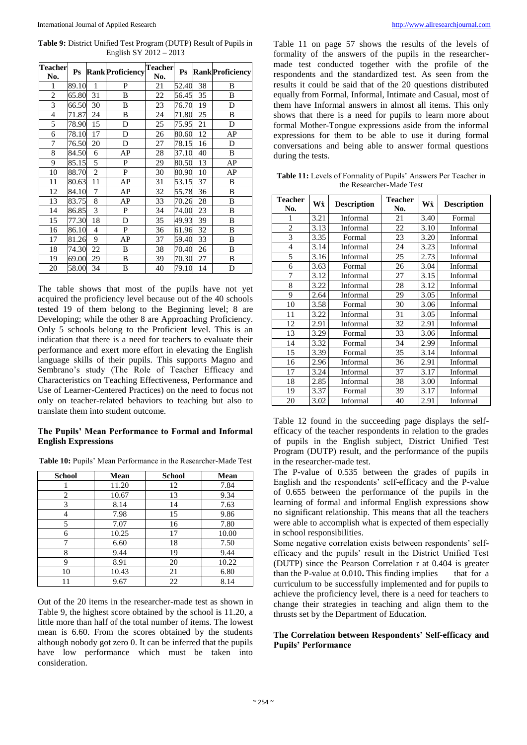**Table 9:** District Unified Test Program (DUTP) Result of Pupils in English SY 2012 – 2013

| Teacher No. | Ps | Rank | Proficiency | Teacher No. | Ps | Rank | Proficiency |
|---|---|---|---|---|---|---|---|
| 1 | 89.10 | 1 | P | 21 | 52.40 | 38 | B |
| 2 | 65.80 | 31 | B | 22 | 56.45 | 35 | B |
| 3 | 66.50 | 30 | B | 23 | 76.70 | 19 | D |
| 4 | 71.87 | 24 | B | 24 | 71.80 | 25 | B |
| 5 | 78.90 | 15 | D | 25 | 75.95 | 21 | D |
| 6 | 78.10 | 17 | D | 26 | 80.60 | 12 | AP |
| 7 | 76.50 | 20 | D | 27 | 78.15 | 16 | D |
| 8 | 84.50 | 6 | AP | 28 | 37.10 | 40 | B |
| 9 | 85.15 | 5 | P | 29 | 80.50 | 13 | AP |
| 10 | 88.70 | 2 | P | 30 | 80.90 | 10 | AP |
| 11 | 80.63 | 11 | AP | 31 | 53.15 | 37 | B |
| 12 | 84.10 | 7 | AP | 32 | 55.78 | 36 | B |
| 13 | 83.75 | 8 | AP | 33 | 70.26 | 28 | B |
| 14 | 86.85 | 3 | P | 34 | 74.00 | 23 | B |
| 15 | 77.30 | 18 | D | 35 | 49.93 | 39 | B |
| 16 | 86.10 | 4 | P | 36 | 61.96 | 32 | B |
| 17 | 81.26 | 9 | AP | 37 | 59.40 | 33 | B |
| 18 | 74.30 | 22 | B | 38 | 70.40 | 26 | B |
| 19 | 69.00 | 29 | B | 39 | 70.30 | 27 | B |
| 20 | 58.00 | 34 | B | 40 | 79.10 | 14 | D |

The table shows that most of the pupils have not yet acquired the proficiency level because out of the 40 schools tested 19 of them belong to the Beginning level; 8 are Developing; while the other 8 are Approaching Proficiency. Only 5 schools belong to the Proficient level. This is an indication that there is a need for teachers to evaluate their performance and exert more effort in elevating the English language skills of their pupils. This supports Magno and Sembrano's study (The Role of Teacher Efficacy and Characteristics on Teaching Effectiveness, Performance and Use of Learner-Centered Practices) on the need to focus not only on teacher-related behaviors to teaching but also to translate them into student outcome.

### The Pupils' Mean Performance to Formal and Informal English Expressions

**Table 10:** Pupils' Mean Performance in the Researcher-Made Test

| School | Mean | School | Mean |
|---|---|---|---|
| 1 | 11.20 | 12 | 7.84 |
| 2 | 10.67 | 13 | 9.34 |
| 3 | 8.14 | 14 | 7.63 |
| 4 | 7.98 | 15 | 9.86 |
| 5 | 7.07 | 16 | 7.80 |
| 6 | 10.25 | 17 | 10.00 |
| 7 | 6.60 | 18 | 7.50 |
| 8 | 9.44 | 19 | 9.44 |
| 9 | 8.91 | 20 | 10.22 |
| 10 | 10.43 | 21 | 6.80 |
| 11 | 9.67 | 22 | 8.14 |

Out of the 20 items in the researcher-made test as shown in Table 9, the highest score obtained by the school is 11.20, a little more than half of the total number of items. The lowest mean is 6.60. From the scores obtained by the students although nobody got zero 0. It can be inferred that the pupils have low performance which must be taken into consideration.

Table 11 on page 57 shows the results of the levels of formality of the answers of the pupils in the researcher-made test conducted together with the profile of the respondents and the standardized test. As seen from the results it could be said that of the 20 questions distributed equally from Formal, Informal, Intimate and Casual, most of them have Informal answers in almost all items. This only shows that there is a need for pupils to learn more about formal Mother-Tongue expressions aside from the informal expressions for them to be able to use it during formal conversations and being able to answer formal questions during the tests.

**Table 11:** Levels of Formality of Pupils' Answers Per Teacher in the Researcher-Made Test

| Teacher No. | Wx̄ | Description | Teacher No. | Wx̄ | Description |
|---|---|---|---|---|---|
| 1 | 3.21 | Informal | 21 | 3.40 | Formal |
| 2 | 3.13 | Informal | 22 | 3.10 | Informal |
| 3 | 3.35 | Formal | 23 | 3.20 | Informal |
| 4 | 3.14 | Informal | 24 | 3.23 | Informal |
| 5 | 3.16 | Informal | 25 | 2.73 | Informal |
| 6 | 3.63 | Formal | 26 | 3.04 | Informal |
| 7 | 3.12 | Informal | 27 | 3.15 | Informal |
| 8 | 3.22 | Informal | 28 | 3.12 | Informal |
| 9 | 2.64 | Informal | 29 | 3.05 | Informal |
| 10 | 3.58 | Formal | 30 | 3.06 | Informal |
| 11 | 3.22 | Informal | 31 | 3.05 | Informal |
| 12 | 2.91 | Informal | 32 | 2.91 | Informal |
| 13 | 3.29 | Formal | 33 | 3.06 | Informal |
| 14 | 3.32 | Formal | 34 | 2.99 | Informal |
| 15 | 3.39 | Formal | 35 | 3.14 | Informal |
| 16 | 2.96 | Informal | 36 | 2.91 | Informal |
| 17 | 3.24 | Informal | 37 | 3.17 | Informal |
| 18 | 2.85 | Informal | 38 | 3.00 | Informal |
| 19 | 3.37 | Formal | 39 | 3.17 | Informal |
| 20 | 3.02 | Informal | 40 | 2.91 | Informal |

Table 12 found in the succeeding page displays the self-efficacy of the teacher respondents in relation to the grades of pupils in the English subject, District Unified Test Program (DUTP) result, and the performance of the pupils in the researcher-made test.

The P-value of 0.535 between the grades of pupils in English and the respondents' self-efficacy and the P-value of 0.655 between the performance of the pupils in the learning of formal and informal English expressions show no significant relationship. This means that all the teachers were able to accomplish what is expected of them especially in school responsibilities.

Some negative correlation exists between respondents' self-efficacy and the pupils' result in the District Unified Test (DUTP) since the Pearson Correlation r at 0.404 is greater than the P-value at 0.010**.** This finding implies that for a curriculum to be successfully implemented and for pupils to achieve the proficiency level, there is a need for teachers to change their strategies in teaching and align them to the thrusts set by the Department of Education.

### The Correlation between Respondents' Self-efficacy and Pupils' Performance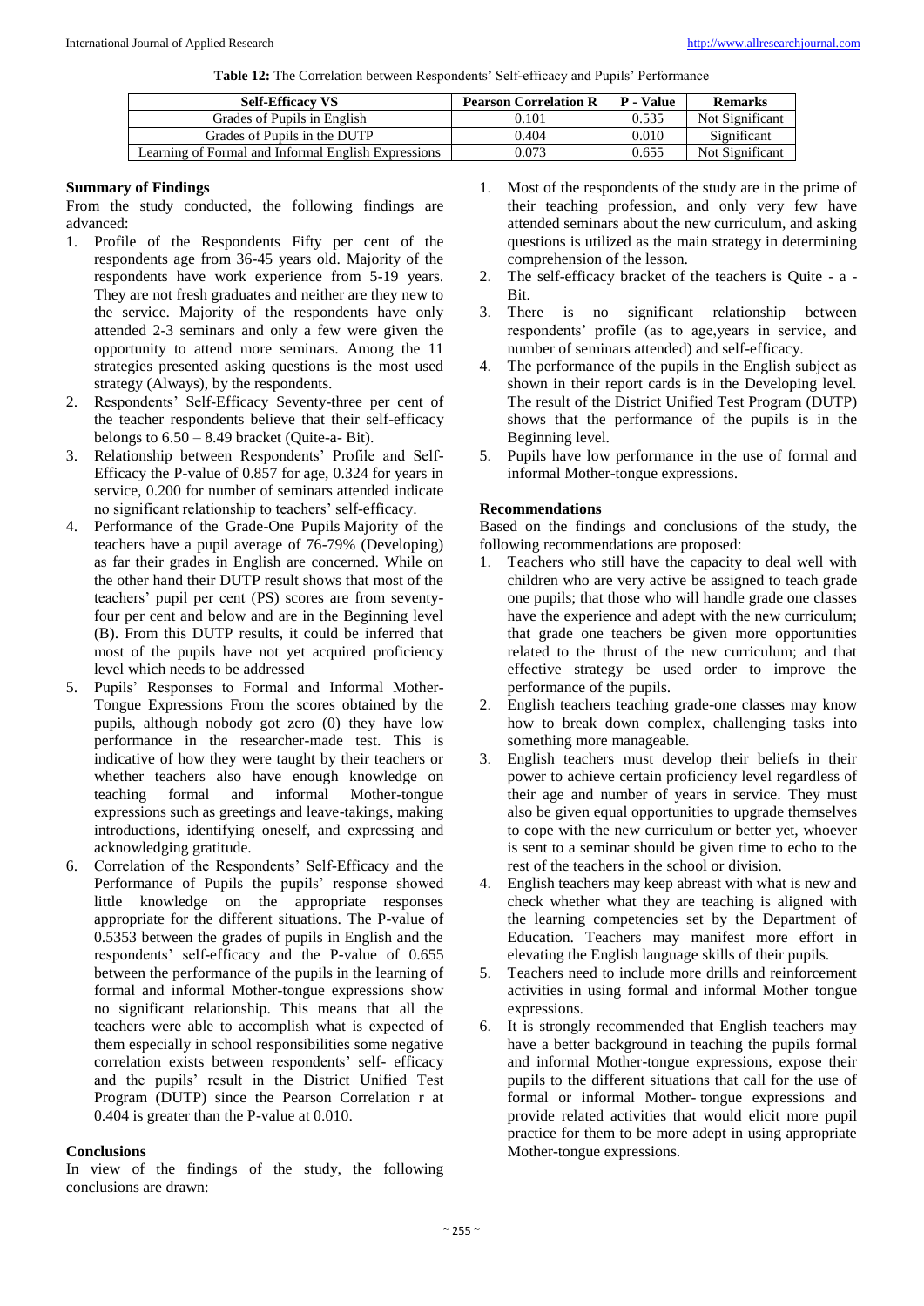**Table 12:** The Correlation between Respondents' Self-efficacy and Pupils' Performance

| Self-Efficacy VS | Pearson Correlation R | P - Value | Remarks |
|---|---|---|---|
| Grades of Pupils in English | 0.101 | 0.535 | Not Significant |
| Grades of Pupils in the DUTP | 0.404 | 0.010 | Significant |
| Learning of Formal and Informal English Expressions | 0.073 | 0.655 | Not Significant |

### Summary of Findings

From the study conducted, the following findings are advanced:

1. Profile of the Respondents Fifty per cent of the respondents age from 36-45 years old. Majority of the respondents have work experience from 5-19 years. They are not fresh graduates and neither are they new to the service. Majority of the respondents have only attended 2-3 seminars and only a few were given the opportunity to attend more seminars. Among the 11 strategies presented asking questions is the most used strategy (Always), by the respondents.
2. Respondents' Self-Efficacy Seventy-three per cent of the teacher respondents believe that their self-efficacy belongs to 6.50 – 8.49 bracket (Quite-a- Bit).
3. Relationship between Respondents' Profile and Self-Efficacy the P-value of 0.857 for age, 0.324 for years in service, 0.200 for number of seminars attended indicate no significant relationship to teachers' self-efficacy.
4. Performance of the Grade-One Pupils Majority of the teachers have a pupil average of 76-79% (Developing) as far their grades in English are concerned. While on the other hand their DUTP result shows that most of the teachers' pupil per cent (PS) scores are from seventy-four per cent and below and are in the Beginning level (B). From this DUTP results, it could be inferred that most of the pupils have not yet acquired proficiency level which needs to be addressed
5. Pupils' Responses to Formal and Informal Mother-Tongue Expressions From the scores obtained by the pupils, although nobody got zero (0) they have low performance in the researcher-made test. This is indicative of how they were taught by their teachers or whether teachers also have enough knowledge on teaching formal and informal Mother-tongue expressions such as greetings and leave-takings, making introductions, identifying oneself, and expressing and acknowledging gratitude.
6. Correlation of the Respondents' Self-Efficacy and the Performance of Pupils the pupils' response showed little knowledge on the appropriate responses appropriate for the different situations. The P-value of 0.5353 between the grades of pupils in English and the respondents' self-efficacy and the P-value of 0.655 between the performance of the pupils in the learning of formal and informal Mother-tongue expressions show no significant relationship. This means that all the teachers were able to accomplish what is expected of them especially in school responsibilities some negative correlation exists between respondents' self- efficacy and the pupils' result in the District Unified Test Program (DUTP) since the Pearson Correlation r at 0.404 is greater than the P-value at 0.010.

### Conclusions

In view of the findings of the study, the following conclusions are drawn:

1. Most of the respondents of the study are in the prime of their teaching profession, and only very few have attended seminars about the new curriculum, and asking questions is utilized as the main strategy in determining comprehension of the lesson.
2. The self-efficacy bracket of the teachers is Quite - a - Bit.
3. There is no significant relationship between respondents' profile (as to age,years in service, and number of seminars attended) and self-efficacy.
4. The performance of the pupils in the English subject as shown in their report cards is in the Developing level. The result of the District Unified Test Program (DUTP) shows that the performance of the pupils is in the Beginning level.
5. Pupils have low performance in the use of formal and informal Mother-tongue expressions.

### Recommendations

Based on the findings and conclusions of the study, the following recommendations are proposed:

1. Teachers who still have the capacity to deal well with children who are very active be assigned to teach grade one pupils; that those who will handle grade one classes have the experience and adept with the new curriculum; that grade one teachers be given more opportunities related to the thrust of the new curriculum; and that effective strategy be used order to improve the performance of the pupils.
2. English teachers teaching grade-one classes may know how to break down complex, challenging tasks into something more manageable.
3. English teachers must develop their beliefs in their power to achieve certain proficiency level regardless of their age and number of years in service. They must also be given equal opportunities to upgrade themselves to cope with the new curriculum or better yet, whoever is sent to a seminar should be given time to echo to the rest of the teachers in the school or division.
4. English teachers may keep abreast with what is new and check whether what they are teaching is aligned with the learning competencies set by the Department of Education. Teachers may manifest more effort in elevating the English language skills of their pupils.
5. Teachers need to include more drills and reinforcement activities in using formal and informal Mother tongue expressions.
6. It is strongly recommended that English teachers may have a better background in teaching the pupils formal and informal Mother-tongue expressions, expose their pupils to the different situations that call for the use of formal or informal Mother- tongue expressions and provide related activities that would elicit more pupil practice for them to be more adept in using appropriate Mother-tongue expressions.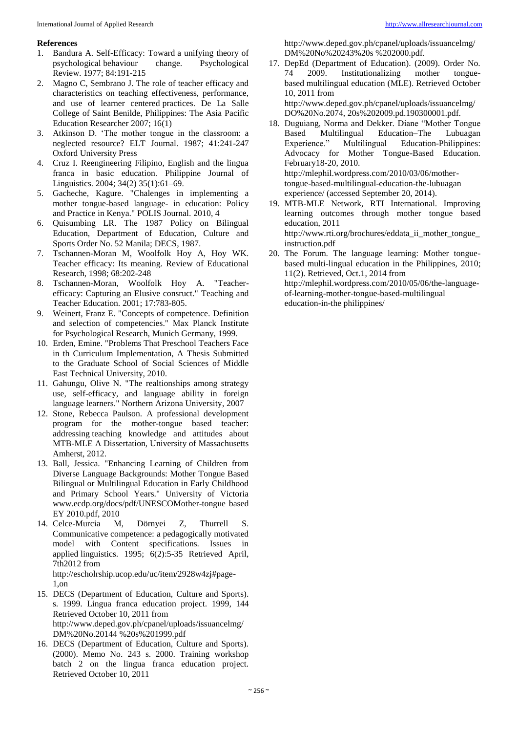**References**

1. Bandura A. Self-Efficacy: Toward a unifying theory of psychological behaviour change. Psychological Review. 1977; 84:191-215
2. Magno C, Sembrano J. The role of teacher efficacy and characteristics on teaching effectiveness, performance, and use of learner centered practices. De La Salle College of Saint Benilde, Philippines: The Asia Pacific Education Researcher 2007; 16(1)
3. Atkinson D. 'The mother tongue in the classroom: a neglected resource? ELT Journal. 1987; 41:241-247 Oxford University Press
4. Cruz I. Reengineering Filipino, English and the lingua franca in basic education. Philippine Journal of Linguistics. 2004; 34(2) 35(1):61–69.
5. Gacheche, Kagure. "Chalenges in implementing a mother tongue-based language- in education: Policy and Practice in Kenya." POLIS Journal. 2010, 4
6. Quisumbing LR. The 1987 Policy on Bilingual Education, Department of Education, Culture and Sports Order No. 52 Manila; DECS, 1987.
7. Tschannen-Moran M, Woolfolk Hoy A, Hoy WK. Teacher efficacy: Its meaning. Review of Educational Research, 1998; 68:202-248
8. Tschannen-Moran, Woolfolk Hoy A. "Teacher-efficacy: Capturing an Elusive consruct." Teaching and Teacher Education. 2001; 17:783-805.
9. Weinert, Franz E. "Concepts of competence. Definition and selection of competencies." Max Planck Institute for Psychological Research, Munich Germany, 1999.
10. Erden, Emine. "Problems That Preschool Teachers Face in th Curriculum Implementation, A Thesis Submitted to the Graduate School of Social Sciences of Middle East Technical University, 2010.
11. Gahungu, Olive N. "The realtionships among strategy use, self-efficacy, and language ability in foreign language learners." Northern Arizona University, 2007
12. Stone, Rebecca Paulson. A professional development program for the mother-tongue based teacher: addressing teaching knowledge and attitudes about MTB-MLE A Dissertation, University of Massachusetts Amherst, 2012.
13. Ball, Jessica. "Enhancing Learning of Children from Diverse Language Backgrounds: Mother Tongue Based Bilingual or Multilingual Education in Early Childhood and Primary School Years." University of Victoria www.ecdp.org/docs/pdf/UNESCOMother-tongue based EY 2010.pdf, 2010
14. Celce-Murcia M, Dörnyei Z, Thurrell S. Communicative competence: a pedagogically motivated model with Content specifications. Issues in applied linguistics. 1995; 6(2):5-35 Retrieved April, 7th2012 from http://escholrship.ucop.edu/uc/item/2928w4zj#page-1,on
15. DECS (Department of Education, Culture and Sports). s. 1999. Lingua franca education project. 1999, 144 Retrieved October 10, 2011 from http://www.deped.gov.ph/cpanel/uploads/issuancelmg/DM%20No.20144 %20s%201999.pdf
16. DECS (Department of Education, Culture and Sports). (2000). Memo No. 243 s. 2000. Training workshop batch 2 on the lingua franca education project. Retrieved October 10, 2011 http://www.deped.gov.ph/cpanel/uploads/issuancelmg/DM%20No%20243%20s %202000.pdf.
17. DepEd (Department of Education). (2009). Order No. 74 2009. Institutionalizing mother tongue-based multilingual education (MLE). Retrieved October 10, 2011 from http://www.deped.gov.ph/cpanel/uploads/issuancelmg/DO%20No.2074, 20s%202009.pd.190300001.pdf.
18. Duguiang, Norma and Dekker. Diane "Mother Tongue Based Multilingual Education–The Lubuagan Experience." Multilingual Education-Philippines: Advocacy for Mother Tongue-Based Education. February18-20, 2010. http://mlephil.wordpress.com/2010/03/06/mother-tongue-based-multilingual-education-the-lubuagan experience/ (accessed September 20, 2014).
19. MTB-MLE Network, RTI International. Improving learning outcomes through mother tongue based education, 2011 http://www.rti.org/brochures/eddata_ii_mother_tongue_instruction.pdf
20. The Forum. The language learning: Mother tongue-based multi-lingual education in the Philippines, 2010; 11(2). Retrieved, Oct.1, 2014 from http://mlephil.wordpress.com/2010/05/06/the-language-of-learning-mother-tongue-based-multilingual education-in-the philippines/